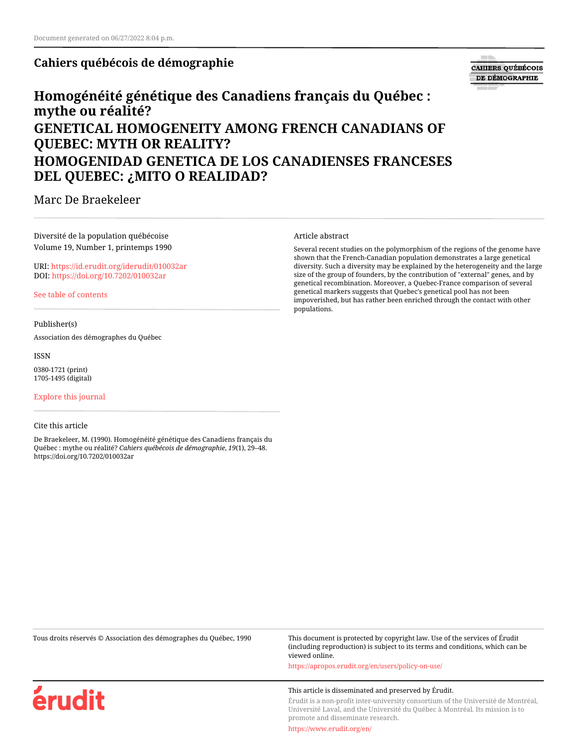Document generated on 06/27/2022 8:04 p.m.

**Cahiers québécois de démographie**

# Homogénéité génétique des Canadiens français du Québec : mythe ou réalité?

# GENETICAL HOMOGENEITY AMONG FRENCH CANADIANS OF QUEBEC: MYTH OR REALITY?

# HOMOGENIDAD GENETICA DE LOS CANADIENSES FRANCESES DEL QUEBEC: ¿MITO O REALIDAD?

Marc De Braekeleer

Diversité de la population québécoise
Volume 19, Number 1, printemps 1990

URI: https://id.erudit.org/iderudit/010032ar
DOI: https://doi.org/10.7202/010032ar

See table of contents

Publisher(s)

Association des démographes du Québec

ISSN

0380-1721 (print)
1705-1495 (digital)

Explore this journal

Cite this article

De Braekeleer, M. (1990). Homogénéité génétique des Canadiens français du Québec : mythe ou réalité? *Cahiers québécois de démographie*, *19*(1), 29–48. https://doi.org/10.7202/010032ar

Article abstract

Several recent studies on the polymorphism of the regions of the genome have shown that the French-Canadian population demonstrates a large genetical diversity. Such a diversity may be explained by the heterogeneity and the large size of the group of founders, by the contribution of "external" genes, and by genetical recombination. Moreover, a Quebec-France comparison of several genetical markers suggests that Quebec's genetical pool has not been impoverished, but has rather been enriched through the contact with other populations.

Tous droits réservés © Association des démographes du Québec, 1990

This document is protected by copyright law. Use of the services of Érudit (including reproduction) is subject to its terms and conditions, which can be viewed online.

https://apropos.erudit.org/en/users/policy-on-use/

This article is disseminated and preserved by Érudit.

Érudit is a non-profit inter-university consortium of the Université de Montréal, Université Laval, and the Université du Québec à Montréal. Its mission is to promote and disseminate research.

https://www.erudit.org/en/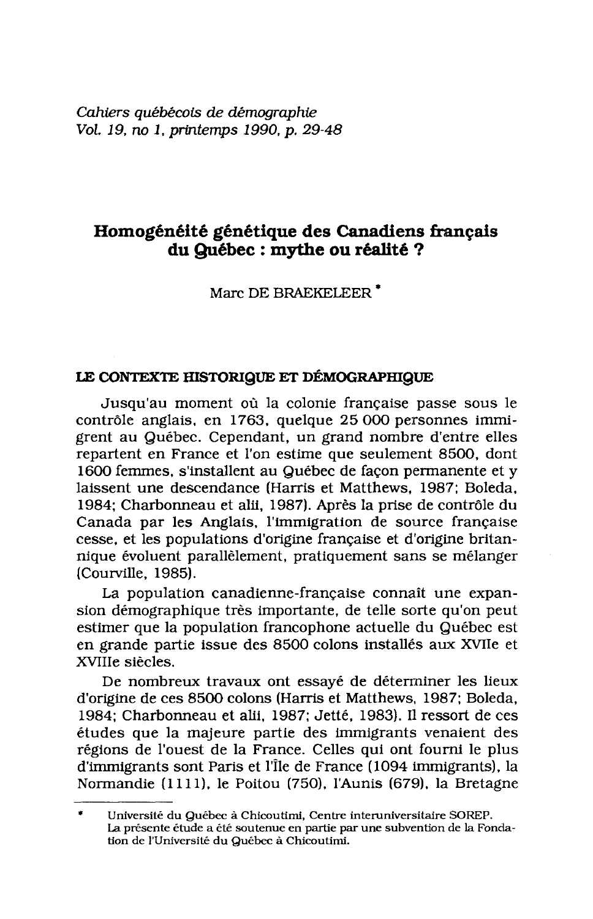*Cahiers québécois de démographie*
*Vol. 19, no 1, printemps 1990, p. 29-48*

# Homogénéité génétique des Canadiens français du Québec : mythe ou réalité ?

Marc DE BRAEKELEER *

## LE CONTEXTE HISTORIQUE ET DÉMOGRAPHIQUE

Jusqu'au moment où la colonie française passe sous le contrôle anglais, en 1763, quelque 25 000 personnes immigrent au Québec. Cependant, un grand nombre d'entre elles repartent en France et l'on estime que seulement 8500, dont 1600 femmes, s'installent au Québec de façon permanente et y laissent une descendance (Harris et Matthews, 1987; Boleda, 1984; Charbonneau et alii, 1987). Après la prise de contrôle du Canada par les Anglais, l'immigration de source française cesse, et les populations d'origine française et d'origine britannique évoluent parallèlement, pratiquement sans se mélanger (Courville, 1985).

La population canadienne-française connaît une expansion démographique très importante, de telle sorte qu'on peut estimer que la population francophone actuelle du Québec est en grande partie issue des 8500 colons installés aux XVIIe et XVIIIe siècles.

De nombreux travaux ont essayé de déterminer les lieux d'origine de ces 8500 colons (Harris et Matthews, 1987; Boleda, 1984; Charbonneau et alii, 1987; Jetté, 1983). Il ressort de ces études que la majeure partie des immigrants venaient des régions de l'ouest de la France. Celles qui ont fourni le plus d'immigrants sont Paris et l'Île de France (1094 immigrants), la Normandie (1111), le Poitou (750), l'Aunis (679), la Bretagne

---

\* Université du Québec à Chicoutimi, Centre interuniversitaire SOREP. La présente étude a été soutenue en partie par une subvention de la Fondation de l'Université du Québec à Chicoutimi.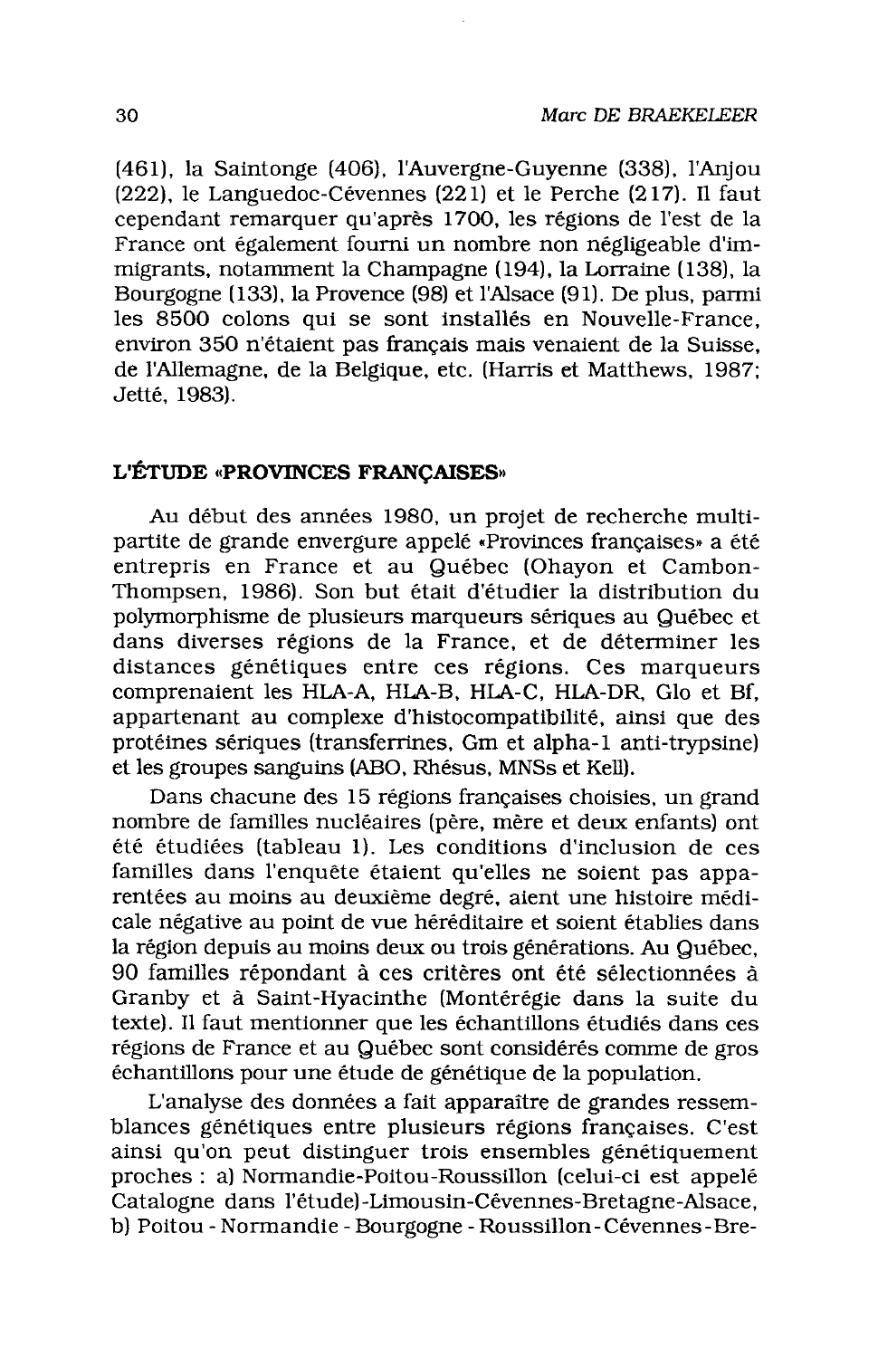(461), la Saintonge (406), l'Auvergne-Guyenne (338), l'Anjou (222), le Languedoc-Cévennes (221) et le Perche (217). Il faut cependant remarquer qu'après 1700, les régions de l'est de la France ont également fourni un nombre non négligeable d'immigrants, notamment la Champagne (194), la Lorraine (138), la Bourgogne (133), la Provence (98) et l'Alsace (91). De plus, parmi les 8500 colons qui se sont installés en Nouvelle-France, environ 350 n'étaient pas français mais venaient de la Suisse, de l'Allemagne, de la Belgique, etc. (Harris et Matthews, 1987; Jetté, 1983).

## L'ÉTUDE «PROVINCES FRANÇAISES»

Au début des années 1980, un projet de recherche multipartite de grande envergure appelé «Provinces françaises» a été entrepris en France et au Québec (Ohayon et Cambon-Thompsen, 1986). Son but était d'étudier la distribution du polymorphisme de plusieurs marqueurs sériques au Québec et dans diverses régions de la France, et de déterminer les distances génétiques entre ces régions. Ces marqueurs comprenaient les HLA-A, HLA-B, HLA-C, HLA-DR, Glo et Bf, appartenant au complexe d'histocompatibilité, ainsi que des protéines sériques (transferrines, Gm et alpha-1 anti-trypsine) et les groupes sanguins (ABO, Rhésus, MNSs et Kell).

Dans chacune des 15 régions françaises choisies, un grand nombre de familles nucléaires (père, mère et deux enfants) ont été étudiées (tableau 1). Les conditions d'inclusion de ces familles dans l'enquête étaient qu'elles ne soient pas apparentées au moins au deuxième degré, aient une histoire médicale négative au point de vue héréditaire et soient établies dans la région depuis au moins deux ou trois générations. Au Québec, 90 familles répondant à ces critères ont été sélectionnées à Granby et à Saint-Hyacinthe (Montérégie dans la suite du texte). Il faut mentionner que les échantillons étudiés dans ces régions de France et au Québec sont considérés comme de gros échantillons pour une étude de génétique de la population.

L'analyse des données a fait apparaître de grandes ressemblances génétiques entre plusieurs régions françaises. C'est ainsi qu'on peut distinguer trois ensembles génétiquement proches : a) Normandie-Poitou-Roussillon (celui-ci est appelé Catalogne dans l'étude)-Limousin-Cévennes-Bretagne-Alsace, b) Poitou - Normandie - Bourgogne - Roussillon - Cévennes - Bre-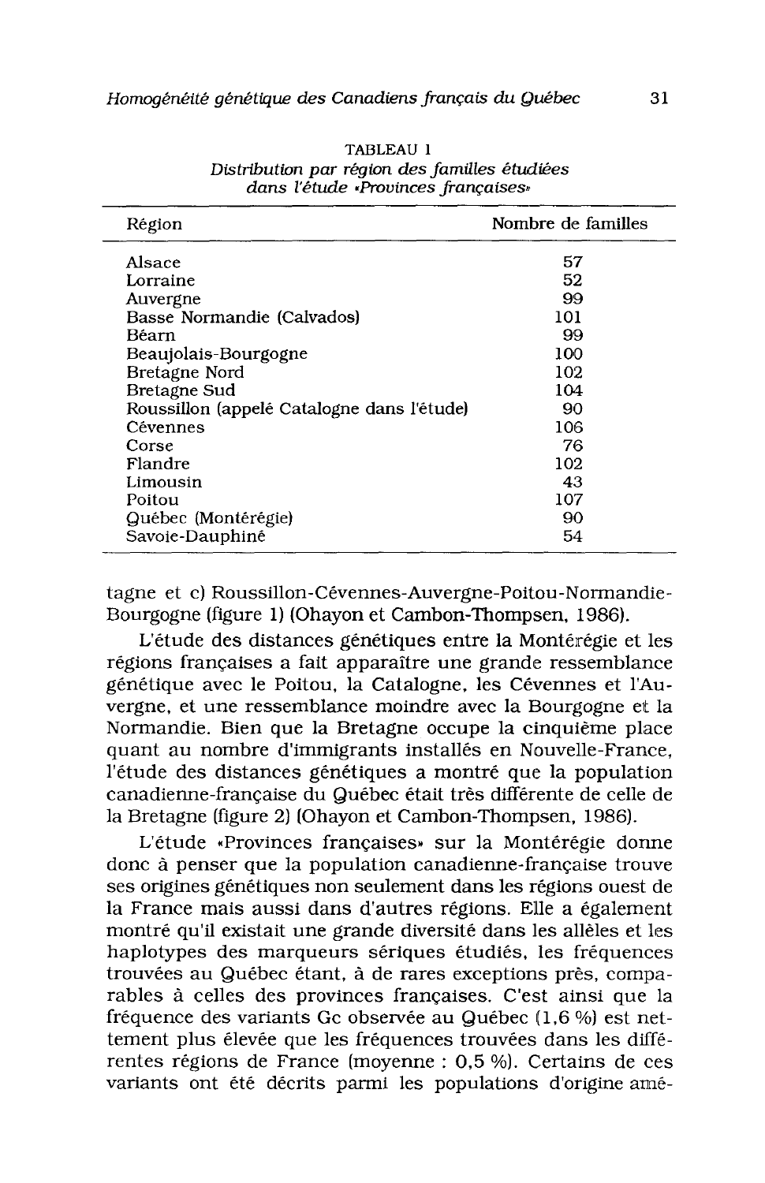TABLEAU 1
*Distribution par région des familles étudiées dans l'étude «Provinces françaises»*

| Région | Nombre de familles |
|---|---|
| Alsace | 57 |
| Lorraine | 52 |
| Auvergne | 99 |
| Basse Normandie (Calvados) | 101 |
| Béarn | 99 |
| Beaujolais-Bourgogne | 100 |
| Bretagne Nord | 102 |
| Bretagne Sud | 104 |
| Roussillon (appelé Catalogne dans l'étude) | 90 |
| Cévennes | 106 |
| Corse | 76 |
| Flandre | 102 |
| Limousin | 43 |
| Poitou | 107 |
| Québec (Montérégie) | 90 |
| Savoie-Dauphiné | 54 |

tagne et c) Roussillon-Cévennes-Auvergne-Poitou-Normandie-Bourgogne (figure 1) (Ohayon et Cambon-Thompsen, 1986).

L'étude des distances génétiques entre la Montérégie et les régions françaises a fait apparaître une grande ressemblance génétique avec le Poitou, la Catalogne, les Cévennes et l'Auvergne, et une ressemblance moindre avec la Bourgogne et la Normandie. Bien que la Bretagne occupe la cinquième place quant au nombre d'immigrants installés en Nouvelle-France, l'étude des distances génétiques a montré que la population canadienne-française du Québec était très différente de celle de la Bretagne (figure 2) (Ohayon et Cambon-Thompsen, 1986).

L'étude «Provinces françaises» sur la Montérégie donne donc à penser que la population canadienne-française trouve ses origines génétiques non seulement dans les régions ouest de la France mais aussi dans d'autres régions. Elle a également montré qu'il existait une grande diversité dans les allèles et les haplotypes des marqueurs sériques étudiés, les fréquences trouvées au Québec étant, à de rares exceptions près, comparables à celles des provinces françaises. C'est ainsi que la fréquence des variants Gc observée au Québec (1,6 %) est nettement plus élevée que les fréquences trouvées dans les différentes régions de France (moyenne : 0,5 %). Certains de ces variants ont été décrits parmi les populations d'origine amé-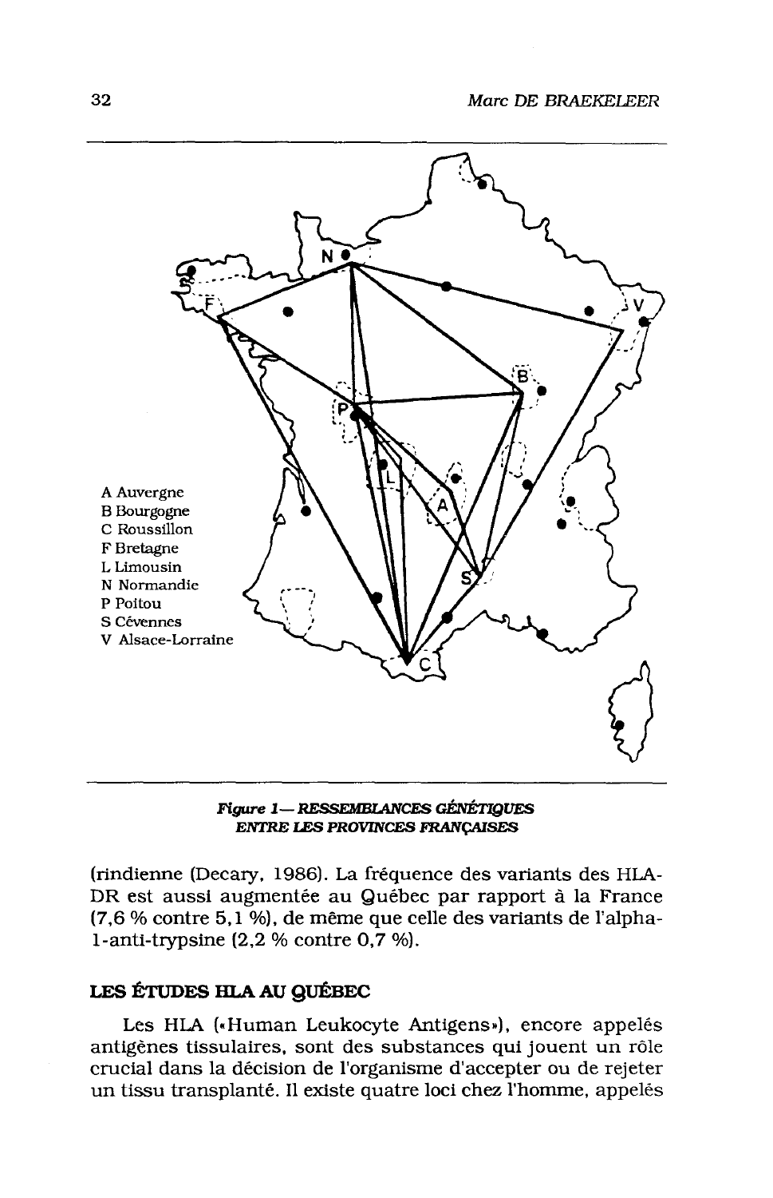A Auvergne
B Bourgogne
C Roussillon
F Bretagne
L Limousin
N Normandie
P Poitou
S Cévennes
V Alsace-Lorraine

***Figure 1— RESSEMBLANCES GÉNÉTIQUES ENTRE LES PROVINCES FRANÇAISES***

(rindienne (Decary, 1986). La fréquence des variants des HLA-DR est aussi augmentée au Québec par rapport à la France (7,6 % contre 5,1 %), de même que celle des variants de l'alpha-1-anti-trypsine (2,2 % contre 0,7 %).

## LES ÉTUDES HLA AU QUÉBEC

Les HLA («Human Leukocyte Antigens»), encore appelés antigènes tissulaires, sont des substances qui jouent un rôle crucial dans la décision de l'organisme d'accepter ou de rejeter un tissu transplanté. Il existe quatre loci chez l'homme, appelés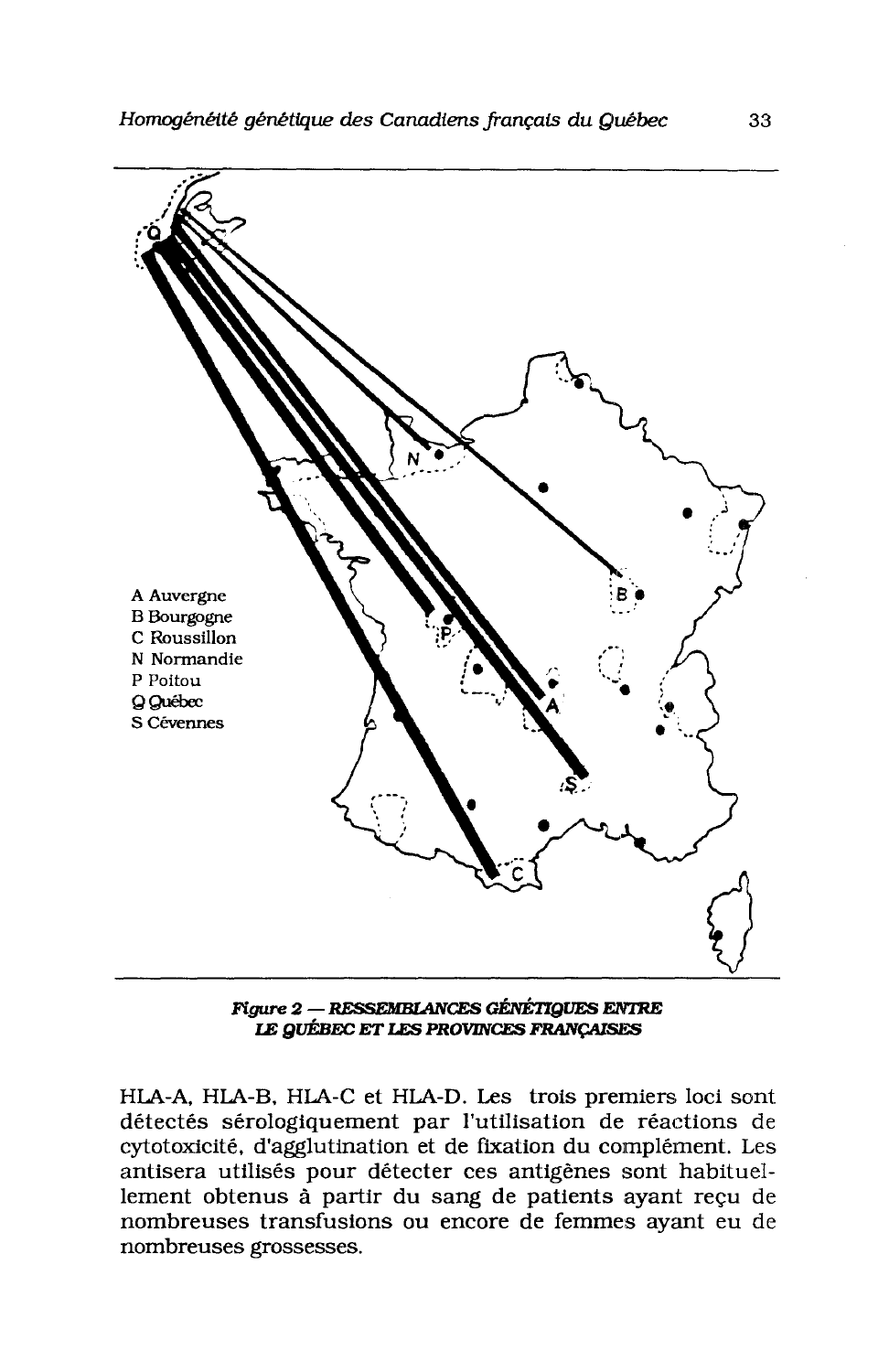A Auvergne
B Bourgogne
C Roussillon
N Normandie
P Poitou
Q Québec
S Cévennes

***Figure 2 — RESSEMBLANCES GÉNÉTIQUES ENTRE LE QUÉBEC ET LES PROVINCES FRANÇAISES***

HLA-A, HLA-B, HLA-C et HLA-D. Les trois premiers loci sont détectés sérologiquement par l'utilisation de réactions de cytotoxicité, d'agglutination et de fixation du complément. Les antisera utilisés pour détecter ces antigènes sont habituellement obtenus à partir du sang de patients ayant reçu de nombreuses transfusions ou encore de femmes ayant eu de nombreuses grossesses.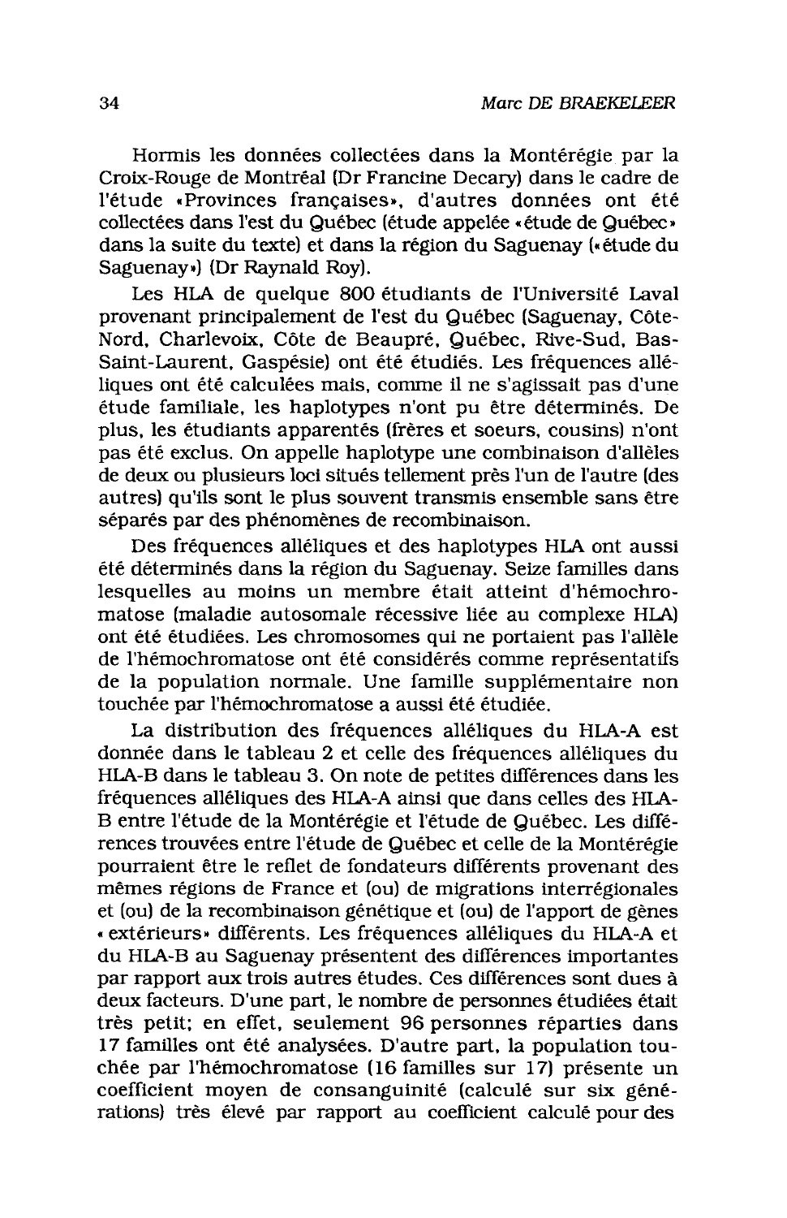Hormis les données collectées dans la Montérégie par la Croix-Rouge de Montréal (Dr Francine Decary) dans le cadre de l'étude «Provinces françaises», d'autres données ont été collectées dans l'est du Québec (étude appelée «étude de Québec» dans la suite du texte) et dans la région du Saguenay («étude du Saguenay») (Dr Raynald Roy).

Les HLA de quelque 800 étudiants de l'Université Laval provenant principalement de l'est du Québec (Saguenay, Côte-Nord, Charlevoix, Côte de Beaupré, Québec, Rive-Sud, Bas-Saint-Laurent, Gaspésie) ont été étudiés. Les fréquences alléliques ont été calculées mais, comme il ne s'agissait pas d'une étude familiale, les haplotypes n'ont pu être déterminés. De plus, les étudiants apparentés (frères et soeurs, cousins) n'ont pas été exclus. On appelle haplotype une combinaison d'allèles de deux ou plusieurs loci situés tellement près l'un de l'autre (des autres) qu'ils sont le plus souvent transmis ensemble sans être séparés par des phénomènes de recombinaison.

Des fréquences alléliques et des haplotypes HLA ont aussi été déterminés dans la région du Saguenay. Seize familles dans lesquelles au moins un membre était atteint d'hémochromatose (maladie autosomale récessive liée au complexe HLA) ont été étudiées. Les chromosomes qui ne portaient pas l'allèle de l'hémochromatose ont été considérés comme représentatifs de la population normale. Une famille supplémentaire non touchée par l'hémochromatose a aussi été étudiée.

La distribution des fréquences alléliques du HLA-A est donnée dans le tableau 2 et celle des fréquences alléliques du HLA-B dans le tableau 3. On note de petites différences dans les fréquences alléliques des HLA-A ainsi que dans celles des HLA-B entre l'étude de la Montérégie et l'étude de Québec. Les différences trouvées entre l'étude de Québec et celle de la Montérégie pourraient être le reflet de fondateurs différents provenant des mêmes régions de France et (ou) de migrations interrégionales et (ou) de la recombinaison génétique et (ou) de l'apport de gènes «extérieurs» différents. Les fréquences alléliques du HLA-A et du HLA-B au Saguenay présentent des différences importantes par rapport aux trois autres études. Ces différences sont dues à deux facteurs. D'une part, le nombre de personnes étudiées était très petit; en effet, seulement 96 personnes réparties dans 17 familles ont été analysées. D'autre part, la population touchée par l'hémochromatose (16 familles sur 17) présente un coefficient moyen de consanguinité (calculé sur six générations) très élevé par rapport au coefficient calculé pour des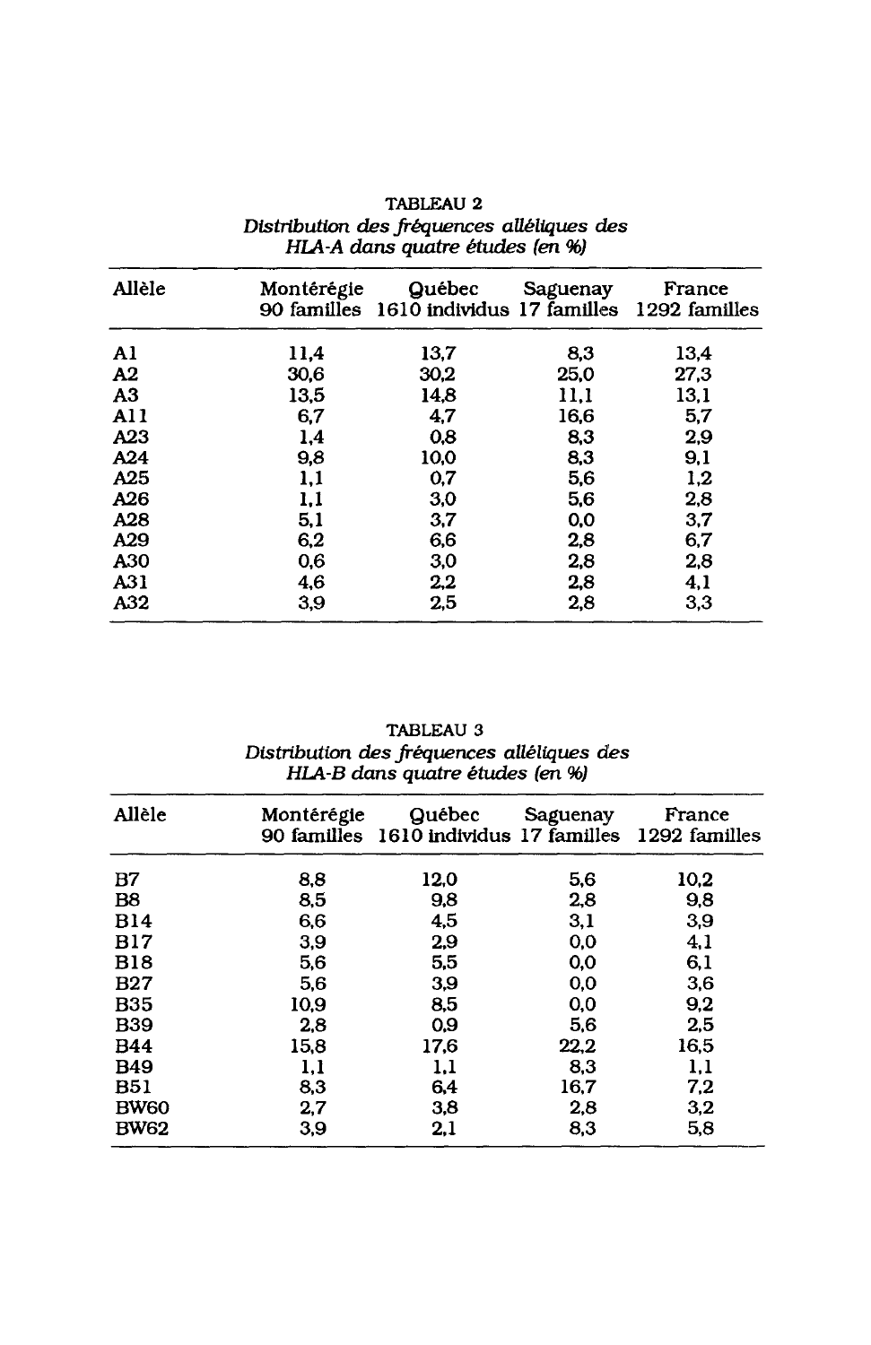TABLEAU 2
*Distribution des fréquences alléliques des HLA-A dans quatre études (en %)*

| Allèle | Montérégie 90 familles | Québec 1610 individus | Saguenay 17 familles | France 1292 familles |
|---|---|---|---|---|
| A1 | 11,4 | 13,7 | 8,3 | 13,4 |
| A2 | 30,6 | 30,2 | 25,0 | 27,3 |
| A3 | 13,5 | 14,8 | 11,1 | 13,1 |
| A11 | 6,7 | 4,7 | 16,6 | 5,7 |
| A23 | 1,4 | 0,8 | 8,3 | 2,9 |
| A24 | 9,8 | 10,0 | 8,3 | 9,1 |
| A25 | 1,1 | 0,7 | 5,6 | 1,2 |
| A26 | 1,1 | 3,0 | 5,6 | 2,8 |
| A28 | 5,1 | 3,7 | 0,0 | 3,7 |
| A29 | 6,2 | 6,6 | 2,8 | 6,7 |
| A30 | 0,6 | 3,0 | 2,8 | 2,8 |
| A31 | 4,6 | 2,2 | 2,8 | 4,1 |
| A32 | 3,9 | 2,5 | 2,8 | 3,3 |

TABLEAU 3
*Distribution des fréquences alléliques des HLA-B dans quatre études (en %)*

| Allèle | Montérégie 90 familles | Québec 1610 individus | Saguenay 17 familles | France 1292 familles |
|---|---|---|---|---|
| B7 | 8,8 | 12,0 | 5,6 | 10,2 |
| B8 | 8,5 | 9,8 | 2,8 | 9,8 |
| B14 | 6,6 | 4,5 | 3,1 | 3,9 |
| B17 | 3,9 | 2,9 | 0,0 | 4,1 |
| B18 | 5,6 | 5,5 | 0,0 | 6,1 |
| B27 | 5,6 | 3,9 | 0,0 | 3,6 |
| B35 | 10,9 | 8,5 | 0,0 | 9,2 |
| B39 | 2,8 | 0,9 | 5,6 | 2,5 |
| B44 | 15,8 | 17,6 | 22,2 | 16,5 |
| B49 | 1,1 | 1,1 | 8,3 | 1,1 |
| B51 | 8,3 | 6,4 | 16,7 | 7,2 |
| BW60 | 2,7 | 3,8 | 2,8 | 3,2 |
| BW62 | 3,9 | 2,1 | 8,3 | 5,8 |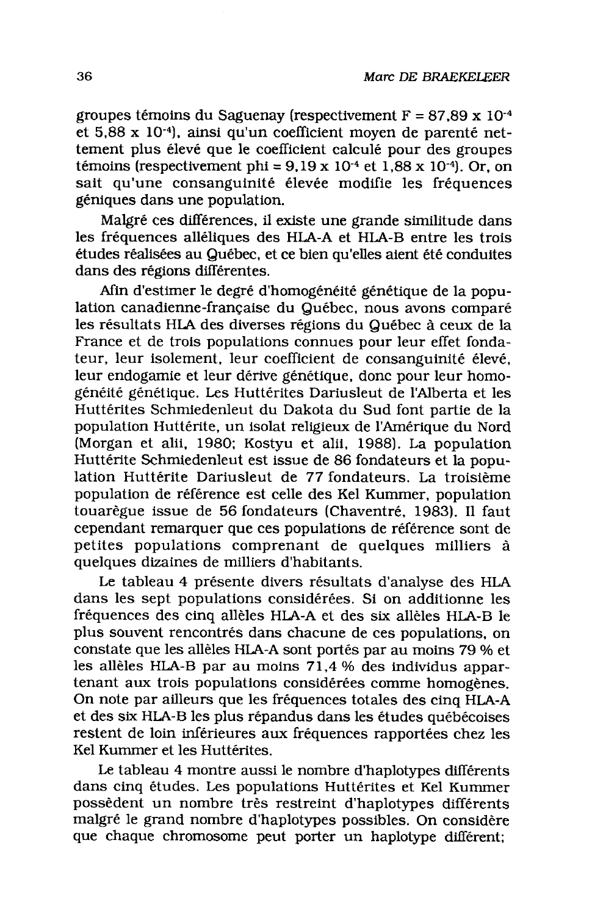groupes témoins du Saguenay (respectivement $F = 87,89 \times 10^{-4}$ et $5,88 \times 10^{-4}$), ainsi qu'un coefficient moyen de parenté nettement plus élevé que le coefficient calculé pour des groupes témoins (respectivement $\phi = 9,19 \times 10^{-4}$ et $1,88 \times 10^{-4}$). Or, on sait qu'une consanguinité élevée modifie les fréquences géniques dans une population.

Malgré ces différences, il existe une grande similitude dans les fréquences alléliques des HLA-A et HLA-B entre les trois études réalisées au Québec, et ce bien qu'elles aient été conduites dans des régions différentes.

Afin d'estimer le degré d'homogénéité génétique de la population canadienne-française du Québec, nous avons comparé les résultats HLA des diverses régions du Québec à ceux de la France et de trois populations connues pour leur effet fondateur, leur isolement, leur coefficient de consanguinité élevé, leur endogamie et leur dérive génétique, donc pour leur homogénéité génétique. Les Huttérites Dariusleut de l'Alberta et les Huttérites Schmiedenleut du Dakota du Sud font partie de la population Huttérite, un isolat religieux de l'Amérique du Nord (Morgan et alii, 1980; Kostyu et alii, 1988). La population Huttérite Schmiedenleut est issue de 86 fondateurs et la population Huttérite Dariusleut de 77 fondateurs. La troisième population de référence est celle des Kel Kummer, population touarègue issue de 56 fondateurs (Chaventré, 1983). Il faut cependant remarquer que ces populations de référence sont de petites populations comprenant de quelques milliers à quelques dizaines de milliers d'habitants.

Le tableau 4 présente divers résultats d'analyse des HLA dans les sept populations considérées. Si on additionne les fréquences des cinq allèles HLA-A et des six allèles HLA-B le plus souvent rencontrés dans chacune de ces populations, on constate que les allèles HLA-A sont portés par au moins 79 % et les allèles HLA-B par au moins 71,4 % des individus appartenant aux trois populations considérées comme homogènes. On note par ailleurs que les fréquences totales des cinq HLA-A et des six HLA-B les plus répandus dans les études québécoises restent de loin inférieures aux fréquences rapportées chez les Kel Kummer et les Huttérites.

Le tableau 4 montre aussi le nombre d'haplotypes différents dans cinq études. Les populations Huttérites et Kel Kummer possèdent un nombre très restreint d'haplotypes différents malgré le grand nombre d'haplotypes possibles. On considère que chaque chromosome peut porter un haplotype différent;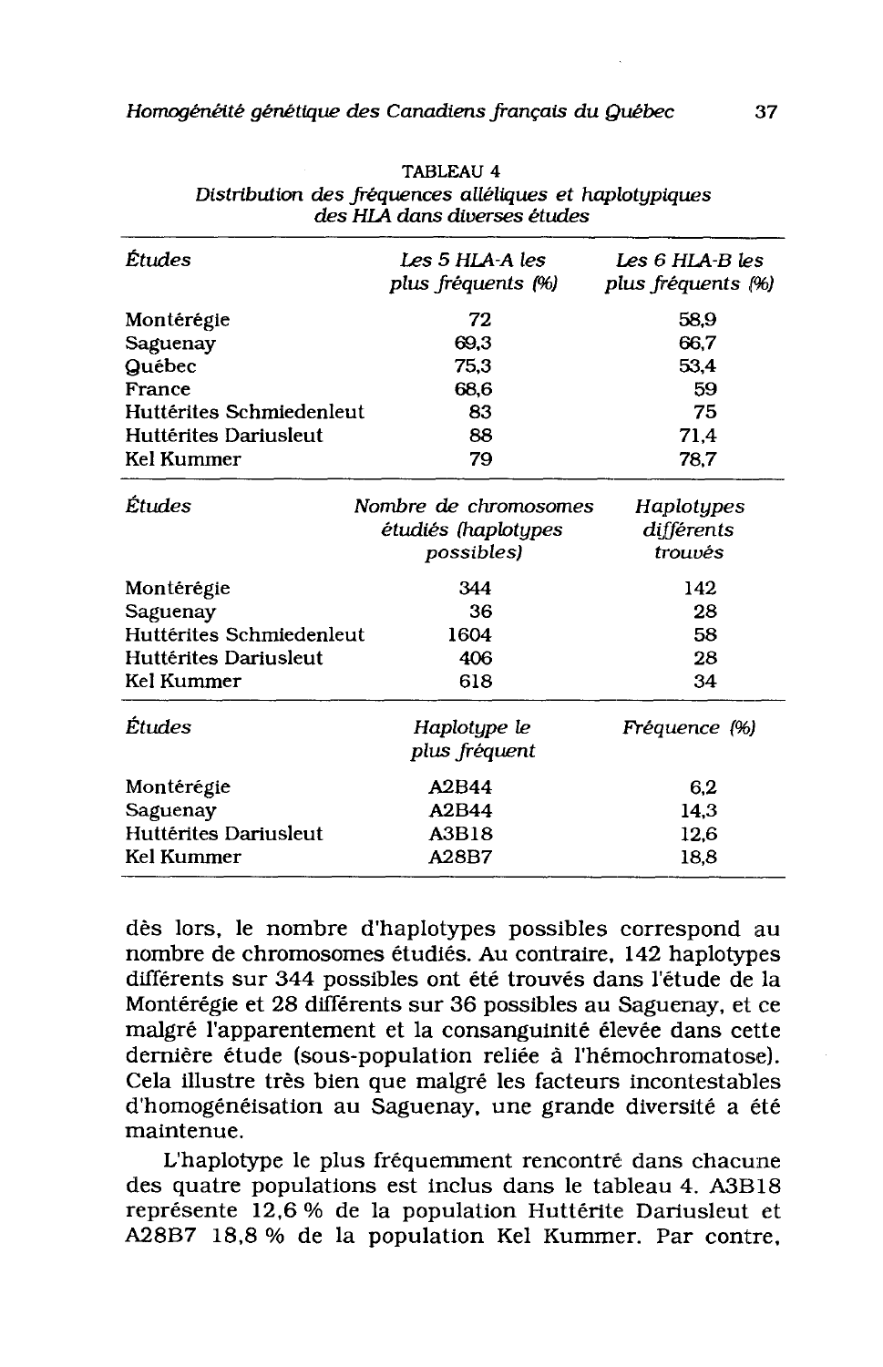TABLEAU 4
*Distribution des fréquences alléliques et haplotypiques des HLA dans diverses études*

| *Études* | *Les 5 HLA-A les plus fréquents (%)* | *Les 6 HLA-B les plus fréquents (%)* |
|---|---|---|
| Montérégie | 72 | 58,9 |
| Saguenay | 69,3 | 66,7 |
| Québec | 75,3 | 53,4 |
| France | 68,6 | 59 |
| Huttérites Schmiedenleut | 83 | 75 |
| Huttérites Dariusleut | 88 | 71,4 |
| Kel Kummer | 79 | 78,7 |
| *Études* | *Nombre de chromosomes étudiés (haplotypes possibles)* | *Haplotypes différents trouvés* |
| Montérégie | 344 | 142 |
| Saguenay | 36 | 28 |
| Huttérites Schmiedenleut | 1604 | 58 |
| Huttérites Dariusleut | 406 | 28 |
| Kel Kummer | 618 | 34 |
| *Études* | *Haplotype le plus fréquent* | *Fréquence (%)* |
| Montérégie | A2B44 | 6,2 |
| Saguenay | A2B44 | 14,3 |
| Huttérites Dariusleut | A3B18 | 12,6 |
| Kel Kummer | A28B7 | 18,8 |

dès lors, le nombre d'haplotypes possibles correspond au nombre de chromosomes étudiés. Au contraire, 142 haplotypes différents sur 344 possibles ont été trouvés dans l'étude de la Montérégie et 28 différents sur 36 possibles au Saguenay, et ce malgré l'apparentement et la consanguinité élevée dans cette dernière étude (sous-population reliée à l'hémochromatose). Cela illustre très bien que malgré les facteurs incontestables d'homogénéisation au Saguenay, une grande diversité a été maintenue.

L'haplotype le plus fréquemment rencontré dans chacune des quatre populations est inclus dans le tableau 4. A3B18 représente 12,6 % de la population Huttérite Dariusleut et A28B7 18,8 % de la population Kel Kummer. Par contre,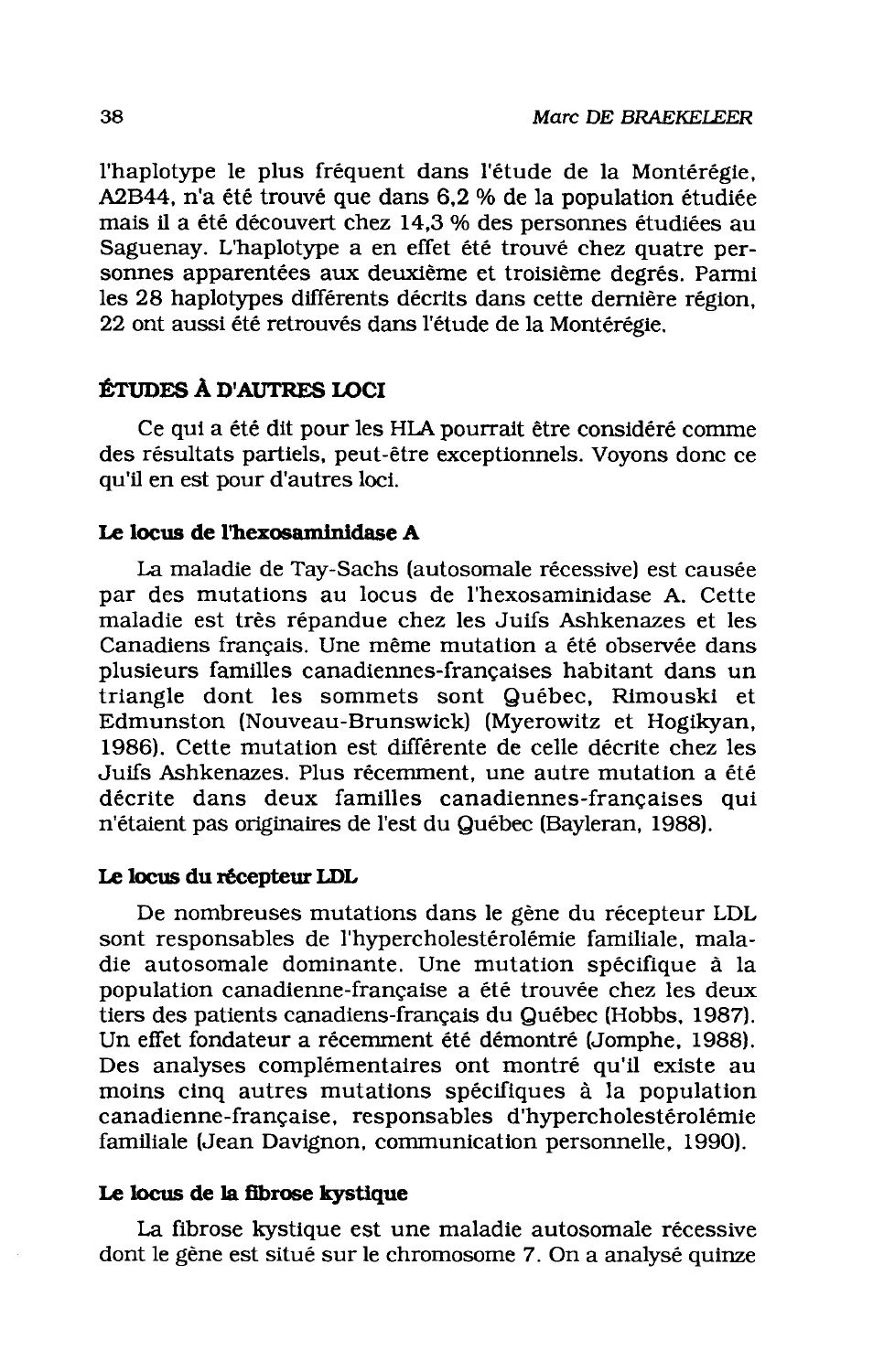l'haplotype le plus fréquent dans l'étude de la Montérégie, A2B44, n'a été trouvé que dans 6,2 % de la population étudiée mais il a été découvert chez 14,3 % des personnes étudiées au Saguenay. L'haplotype a en effet été trouvé chez quatre personnes apparentées aux deuxième et troisième degrés. Parmi les 28 haplotypes différents décrits dans cette dernière région, 22 ont aussi été retrouvés dans l'étude de la Montérégie.

## ÉTUDES À D'AUTRES LOCI

Ce qui a été dit pour les HLA pourrait être considéré comme des résultats partiels, peut-être exceptionnels. Voyons donc ce qu'il en est pour d'autres loci.

### Le locus de l'hexosaminidase A

La maladie de Tay-Sachs (autosomale récessive) est causée par des mutations au locus de l'hexosaminidase A. Cette maladie est très répandue chez les Juifs Ashkenazes et les Canadiens français. Une même mutation a été observée dans plusieurs familles canadiennes-françaises habitant dans un triangle dont les sommets sont Québec, Rimouski et Edmunston (Nouveau-Brunswick) (Myerowitz et Hogikyan, 1986). Cette mutation est différente de celle décrite chez les Juifs Ashkenazes. Plus récemment, une autre mutation a été décrite dans deux familles canadiennes-françaises qui n'étaient pas originaires de l'est du Québec (Bayleran, 1988).

### Le locus du récepteur LDL

De nombreuses mutations dans le gène du récepteur LDL sont responsables de l'hypercholestérolémie familiale, maladie autosomale dominante. Une mutation spécifique à la population canadienne-française a été trouvée chez les deux tiers des patients canadiens-français du Québec (Hobbs, 1987). Un effet fondateur a récemment été démontré (Jomphe, 1988). Des analyses complémentaires ont montré qu'il existe au moins cinq autres mutations spécifiques à la population canadienne-française, responsables d'hypercholestérolémie familiale (Jean Davignon, communication personnelle, 1990).

### Le locus de la fibrose kystique

La fibrose kystique est une maladie autosomale récessive dont le gène est situé sur le chromosome 7. On a analysé quinze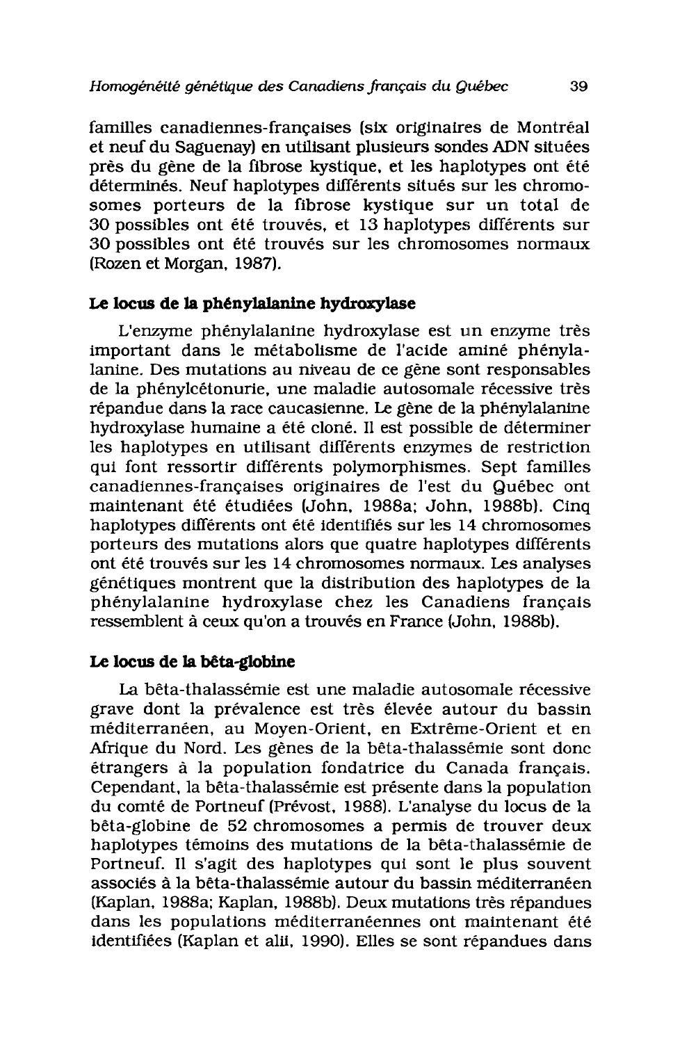familles canadiennes-françaises (six originaires de Montréal et neuf du Saguenay) en utilisant plusieurs sondes ADN situées près du gène de la fibrose kystique, et les haplotypes ont été déterminés. Neuf haplotypes différents situés sur les chromosomes porteurs de la fibrose kystique sur un total de 30 possibles ont été trouvés, et 13 haplotypes différents sur 30 possibles ont été trouvés sur les chromosomes normaux (Rozen et Morgan, 1987).

### Le locus de la phénylalanine hydroxylase

L'enzyme phénylalanine hydroxylase est un enzyme très important dans le métabolisme de l'acide aminé phénylalanine. Des mutations au niveau de ce gène sont responsables de la phénylcétonurie, une maladie autosomale récessive très répandue dans la race caucasienne. Le gène de la phénylalanine hydroxylase humaine a été cloné. Il est possible de déterminer les haplotypes en utilisant différents enzymes de restriction qui font ressortir différents polymorphismes. Sept familles canadiennes-françaises originaires de l'est du Québec ont maintenant été étudiées (John, 1988a; John, 1988b). Cinq haplotypes différents ont été identifiés sur les 14 chromosomes porteurs des mutations alors que quatre haplotypes différents ont été trouvés sur les 14 chromosomes normaux. Les analyses génétiques montrent que la distribution des haplotypes de la phénylalanine hydroxylase chez les Canadiens français ressemblent à ceux qu'on a trouvés en France (John, 1988b).

### Le locus de la bêta-globine

La bêta-thalassémie est une maladie autosomale récessive grave dont la prévalence est très élevée autour du bassin méditerranéen, au Moyen-Orient, en Extrême-Orient et en Afrique du Nord. Les gènes de la bêta-thalassémie sont donc étrangers à la population fondatrice du Canada français. Cependant, la bêta-thalassémie est présente dans la population du comté de Portneuf (Prévost, 1988). L'analyse du locus de la bêta-globine de 52 chromosomes a permis de trouver deux haplotypes témoins des mutations de la bêta-thalassémie de Portneuf. Il s'agit des haplotypes qui sont le plus souvent associés à la bêta-thalassémie autour du bassin méditerranéen (Kaplan, 1988a; Kaplan, 1988b). Deux mutations très répandues dans les populations méditerranéennes ont maintenant été identifiées (Kaplan et alii, 1990). Elles se sont répandues dans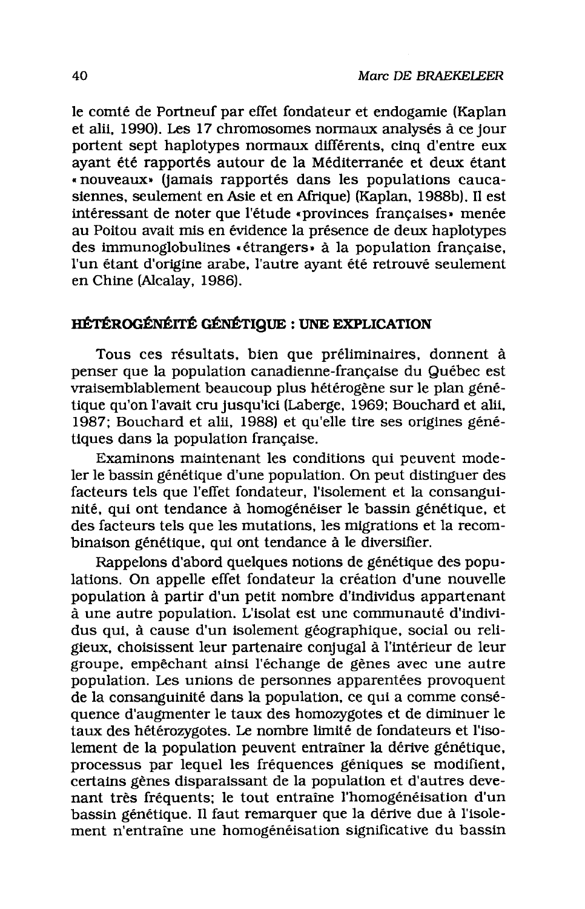le comté de Portneuf par effet fondateur et endogamie (Kaplan et alii, 1990). Les 17 chromosomes normaux analysés à ce jour portent sept haplotypes normaux différents, cinq d'entre eux ayant été rapportés autour de la Méditerranée et deux étant «nouveaux» (jamais rapportés dans les populations caucasiennes, seulement en Asie et en Afrique) (Kaplan, 1988b). Il est intéressant de noter que l'étude «provinces françaises» menée au Poitou avait mis en évidence la présence de deux haplotypes des immunoglobulines «étrangers» à la population française, l'un étant d'origine arabe, l'autre ayant été retrouvé seulement en Chine (Alcalay, 1986).

## HÉTÉROGÉNÉITÉ GÉNÉTIQUE : UNE EXPLICATION

Tous ces résultats, bien que préliminaires, donnent à penser que la population canadienne-française du Québec est vraisemblablement beaucoup plus hétérogène sur le plan génétique qu'on l'avait cru jusqu'ici (Laberge, 1969; Bouchard et alii, 1987; Bouchard et alii, 1988) et qu'elle tire ses origines génétiques dans la population française.

Examinons maintenant les conditions qui peuvent modeler le bassin génétique d'une population. On peut distinguer des facteurs tels que l'effet fondateur, l'isolement et la consanguinité, qui ont tendance à homogénéiser le bassin génétique, et des facteurs tels que les mutations, les migrations et la recombinaison génétique, qui ont tendance à le diversifier.

Rappelons d'abord quelques notions de génétique des populations. On appelle effet fondateur la création d'une nouvelle population à partir d'un petit nombre d'individus appartenant à une autre population. L'isolat est une communauté d'individus qui, à cause d'un isolement géographique, social ou religieux, choisissent leur partenaire conjugal à l'intérieur de leur groupe, empêchant ainsi l'échange de gènes avec une autre population. Les unions de personnes apparentées provoquent de la consanguinité dans la population, ce qui a comme conséquence d'augmenter le taux des homozygotes et de diminuer le taux des hétérozygotes. Le nombre limité de fondateurs et l'isolement de la population peuvent entraîner la dérive génétique, processus par lequel les fréquences géniques se modifient, certains gènes disparaissant de la population et d'autres devenant très fréquents; le tout entraîne l'homogénéisation d'un bassin génétique. Il faut remarquer que la dérive due à l'isolement n'entraîne une homogénéisation significative du bassin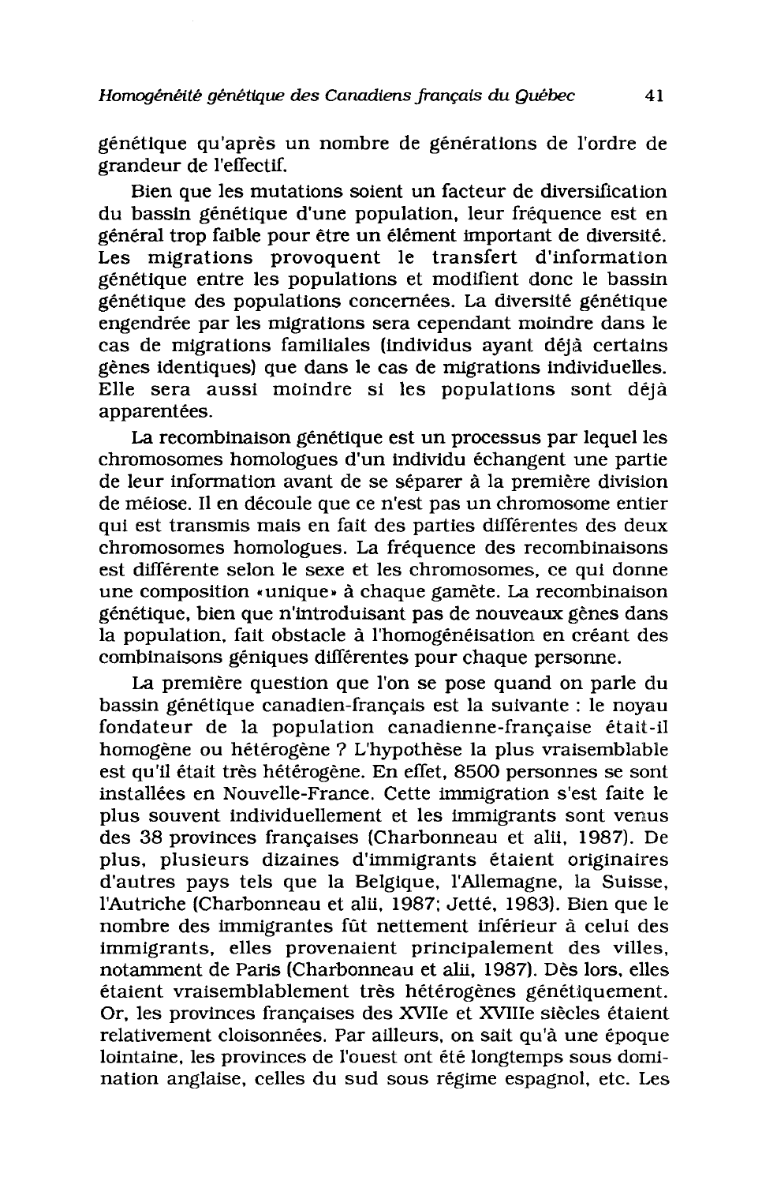génétique qu'après un nombre de générations de l'ordre de grandeur de l'effectif.

Bien que les mutations soient un facteur de diversification du bassin génétique d'une population, leur fréquence est en général trop faible pour être un élément important de diversité. Les migrations provoquent le transfert d'information génétique entre les populations et modifient donc le bassin génétique des populations concernées. La diversité génétique engendrée par les migrations sera cependant moindre dans le cas de migrations familiales (individus ayant déjà certains gènes identiques) que dans le cas de migrations individuelles. Elle sera aussi moindre si les populations sont déjà apparentées.

La recombinaison génétique est un processus par lequel les chromosomes homologues d'un individu échangent une partie de leur information avant de se séparer à la première division de méiose. Il en découle que ce n'est pas un chromosome entier qui est transmis mais en fait des parties différentes des deux chromosomes homologues. La fréquence des recombinaisons est différente selon le sexe et les chromosomes, ce qui donne une composition «unique» à chaque gamète. La recombinaison génétique, bien que n'introduisant pas de nouveaux gènes dans la population, fait obstacle à l'homogénéisation en créant des combinaisons géniques différentes pour chaque personne.

La première question que l'on se pose quand on parle du bassin génétique canadien-français est la suivante : le noyau fondateur de la population canadienne-française était-il homogène ou hétérogène ? L'hypothèse la plus vraisemblable est qu'il était très hétérogène. En effet, 8500 personnes se sont installées en Nouvelle-France. Cette immigration s'est faite le plus souvent individuellement et les immigrants sont venus des 38 provinces françaises (Charbonneau et alii, 1987). De plus, plusieurs dizaines d'immigrants étaient originaires d'autres pays tels que la Belgique, l'Allemagne, la Suisse, l'Autriche (Charbonneau et alii, 1987; Jetté, 1983). Bien que le nombre des immigrantes fût nettement inférieur à celui des immigrants, elles provenaient principalement des villes, notamment de Paris (Charbonneau et alii, 1987). Dès lors, elles étaient vraisemblablement très hétérogènes génétiquement. Or, les provinces françaises des XVIIe et XVIIIe siècles étaient relativement cloisonnées. Par ailleurs, on sait qu'à une époque lointaine, les provinces de l'ouest ont été longtemps sous domination anglaise, celles du sud sous régime espagnol, etc. Les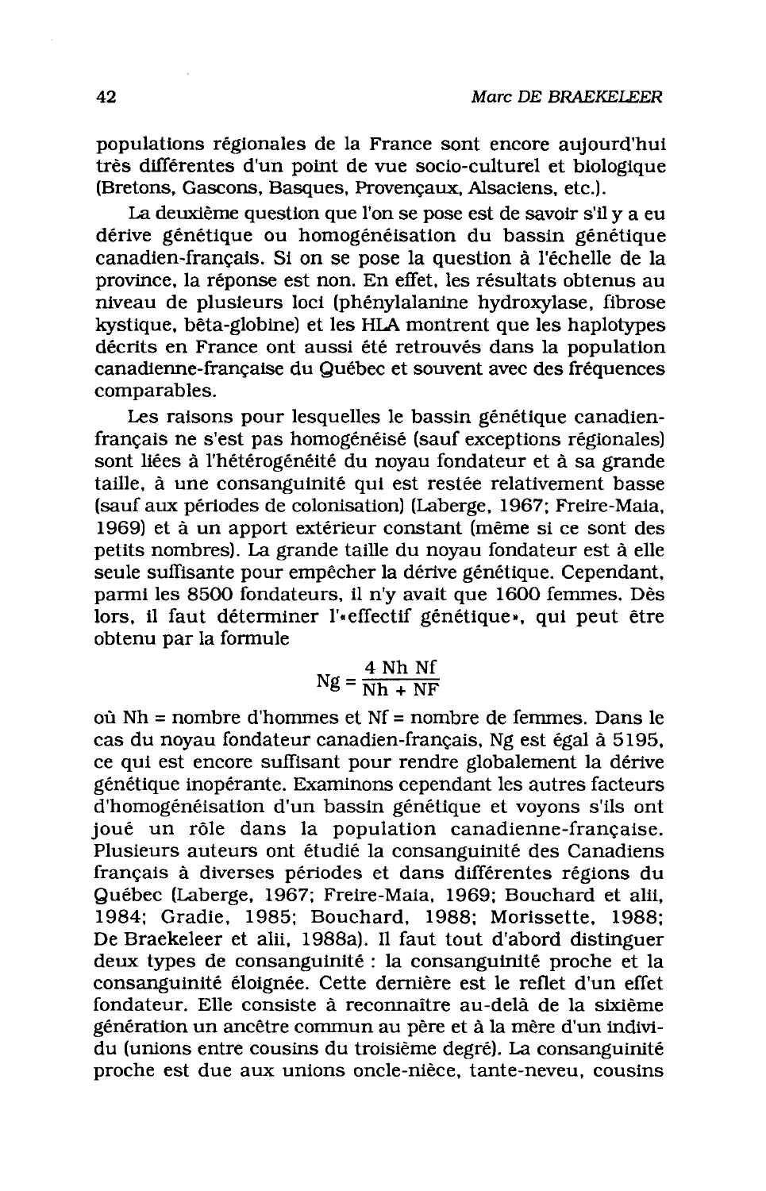populations régionales de la France sont encore aujourd'hui très différentes d'un point de vue socio-culturel et biologique (Bretons, Gascons, Basques, Provençaux, Alsaciens, etc.).

La deuxième question que l'on se pose est de savoir s'il y a eu dérive génétique ou homogénéisation du bassin génétique canadien-français. Si on se pose la question à l'échelle de la province, la réponse est non. En effet, les résultats obtenus au niveau de plusieurs loci (phénylalanine hydroxylase, fibrose kystique, bêta-globine) et les HLA montrent que les haplotypes décrits en France ont aussi été retrouvés dans la population canadienne-française du Québec et souvent avec des fréquences comparables.

Les raisons pour lesquelles le bassin génétique canadien-français ne s'est pas homogénéisé (sauf exceptions régionales) sont liées à l'hétérogénéité du noyau fondateur et à sa grande taille, à une consanguinité qui est restée relativement basse (sauf aux périodes de colonisation) (Laberge, 1967; Freire-Maia, 1969) et à un apport extérieur constant (même si ce sont des petits nombres). La grande taille du noyau fondateur est à elle seule suffisante pour empêcher la dérive génétique. Cependant, parmi les 8500 fondateurs, il n'y avait que 1600 femmes. Dès lors, il faut déterminer l'«effectif génétique», qui peut être obtenu par la formule

$$Ng = \frac{4 \text{ Nh Nf}}{\text{Nh} + \text{NF}}$$

où Nh = nombre d'hommes et Nf = nombre de femmes. Dans le cas du noyau fondateur canadien-français, Ng est égal à 5195, ce qui est encore suffisant pour rendre globalement la dérive génétique inopérante. Examinons cependant les autres facteurs d'homogénéisation d'un bassin génétique et voyons s'ils ont joué un rôle dans la population canadienne-française. Plusieurs auteurs ont étudié la consanguinité des Canadiens français à diverses périodes et dans différentes régions du Québec (Laberge, 1967; Freire-Maia, 1969; Bouchard et alii, 1984; Gradie, 1985; Bouchard, 1988; Morissette, 1988; De Braekeleer et alii, 1988a). Il faut tout d'abord distinguer deux types de consanguinité : la consanguinité proche et la consanguinité éloignée. Cette dernière est le reflet d'un effet fondateur. Elle consiste à reconnaître au-delà de la sixième génération un ancêtre commun au père et à la mère d'un individu (unions entre cousins du troisième degré). La consanguinité proche est due aux unions oncle-nièce, tante-neveu, cousins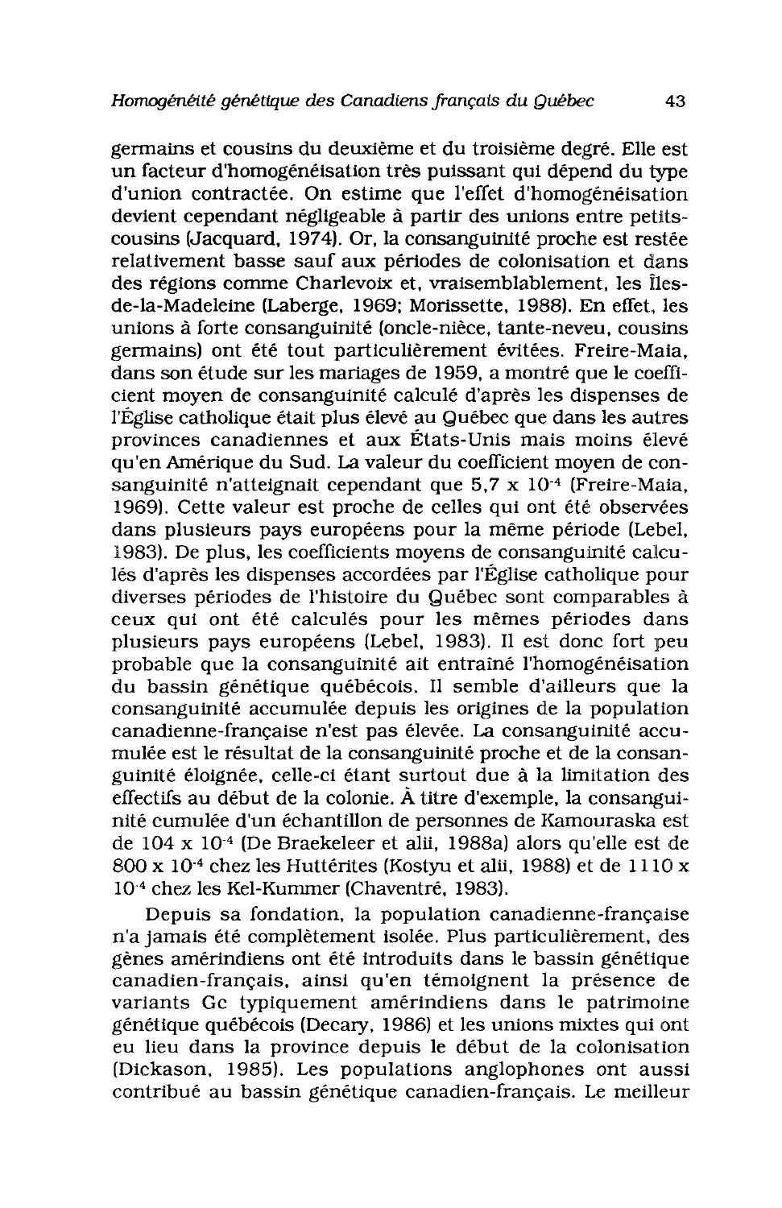germains et cousins du deuxième et du troisième degré. Elle est un facteur d'homogénéisation très puissant qui dépend du type d'union contractée. On estime que l'effet d'homogénéisation devient cependant négligeable à partir des unions entre petits-cousins (Jacquard, 1974). Or, la consanguinité proche est restée relativement basse sauf aux périodes de colonisation et dans des régions comme Charlevoix et, vraisemblablement, les Îles-de-la-Madeleine (Laberge, 1969; Morissette, 1988). En effet, les unions à forte consanguinité (oncle-nièce, tante-neveu, cousins germains) ont été tout particulièrement évitées. Freire-Maia, dans son étude sur les mariages de 1959, a montré que le coefficient moyen de consanguinité calculé d'après les dispenses de l'Église catholique était plus élevé au Québec que dans les autres provinces canadiennes et aux États-Unis mais moins élevé qu'en Amérique du Sud. La valeur du coefficient moyen de consanguinité n'atteignait cependant que $5,7 \times 10^{-4}$ (Freire-Maia, 1969). Cette valeur est proche de celles qui ont été observées dans plusieurs pays européens pour la même période (Lebel, 1983). De plus, les coefficients moyens de consanguinité calculés d'après les dispenses accordées par l'Église catholique pour diverses périodes de l'histoire du Québec sont comparables à ceux qui ont été calculés pour les mêmes périodes dans plusieurs pays européens (Lebel, 1983). Il est donc fort peu probable que la consanguinité ait entraîné l'homogénéisation du bassin génétique québécois. Il semble d'ailleurs que la consanguinité accumulée depuis les origines de la population canadienne-française n'est pas élevée. La consanguinité accumulée est le résultat de la consanguinité proche et de la consanguinité éloignée, celle-ci étant surtout due à la limitation des effectifs au début de la colonie. À titre d'exemple, la consanguinité cumulée d'un échantillon de personnes de Kamouraska est de $104 \times 10^{-4}$ (De Braekeleer et alii, 1988a) alors qu'elle est de $800 \times 10^{-4}$ chez les Huttérites (Kostyu et alii, 1988) et de $1110 \times 10^{-4}$ chez les Kel-Kummer (Chaventré, 1983).

Depuis sa fondation, la population canadienne-française n'a jamais été complètement isolée. Plus particulièrement, des gènes amérindiens ont été introduits dans le bassin génétique canadien-français, ainsi qu'en témoignent la présence de variants Gc typiquement amérindiens dans le patrimoine génétique québécois (Decary, 1986) et les unions mixtes qui ont eu lieu dans la province depuis le début de la colonisation (Dickason, 1985). Les populations anglophones ont aussi contribué au bassin génétique canadien-français. Le meilleur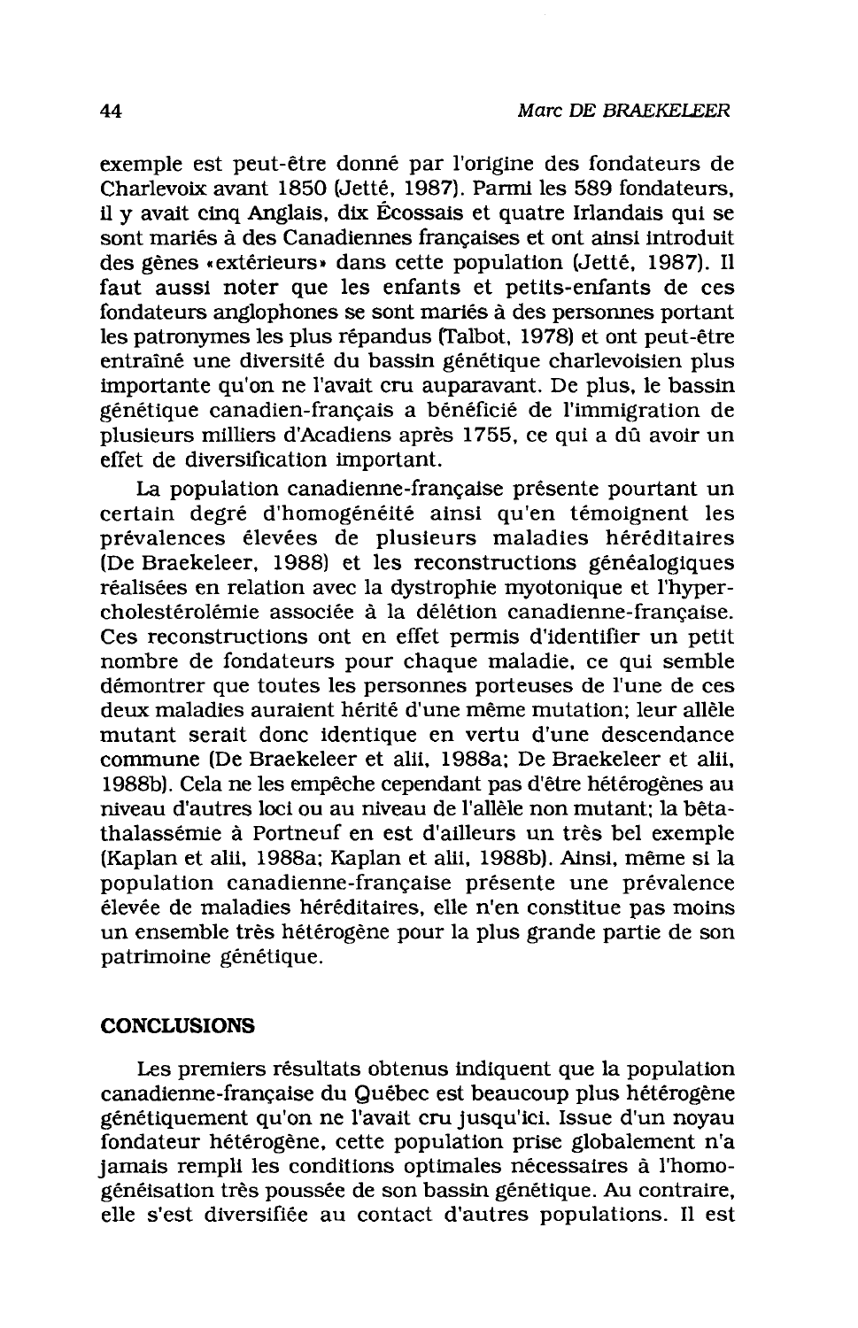exemple est peut-être donné par l'origine des fondateurs de Charlevoix avant 1850 (Jetté, 1987). Parmi les 589 fondateurs, il y avait cinq Anglais, dix Écossais et quatre Irlandais qui se sont mariés à des Canadiennes françaises et ont ainsi introduit des gènes «extérieurs» dans cette population (Jetté, 1987). Il faut aussi noter que les enfants et petits-enfants de ces fondateurs anglophones se sont mariés à des personnes portant les patronymes les plus répandus (Talbot, 1978) et ont peut-être entraîné une diversité du bassin génétique charlevoisien plus importante qu'on ne l'avait cru auparavant. De plus, le bassin génétique canadien-français a bénéficié de l'immigration de plusieurs milliers d'Acadiens après 1755, ce qui a dû avoir un effet de diversification important.

La population canadienne-française présente pourtant un certain degré d'homogénéité ainsi qu'en témoignent les prévalences élevées de plusieurs maladies héréditaires (De Braekeleer, 1988) et les reconstructions généalogiques réalisées en relation avec la dystrophie myotonique et l'hypercholestérolémie associée à la délétion canadienne-française. Ces reconstructions ont en effet permis d'identifier un petit nombre de fondateurs pour chaque maladie, ce qui semble démontrer que toutes les personnes porteuses de l'une de ces deux maladies auraient hérité d'une même mutation; leur allèle mutant serait donc identique en vertu d'une descendance commune (De Braekeleer et alii, 1988a; De Braekeleer et alii, 1988b). Cela ne les empêche cependant pas d'être hétérogènes au niveau d'autres loci ou au niveau de l'allèle non mutant; la bêta-thalassémie à Portneuf en est d'ailleurs un très bel exemple (Kaplan et alii, 1988a; Kaplan et alii, 1988b). Ainsi, même si la population canadienne-française présente une prévalence élevée de maladies héréditaires, elle n'en constitue pas moins un ensemble très hétérogène pour la plus grande partie de son patrimoine génétique.

## CONCLUSIONS

Les premiers résultats obtenus indiquent que la population canadienne-française du Québec est beaucoup plus hétérogène génétiquement qu'on ne l'avait cru jusqu'ici. Issue d'un noyau fondateur hétérogène, cette population prise globalement n'a jamais rempli les conditions optimales nécessaires à l'homogénéisation très poussée de son bassin génétique. Au contraire, elle s'est diversifiée au contact d'autres populations. Il est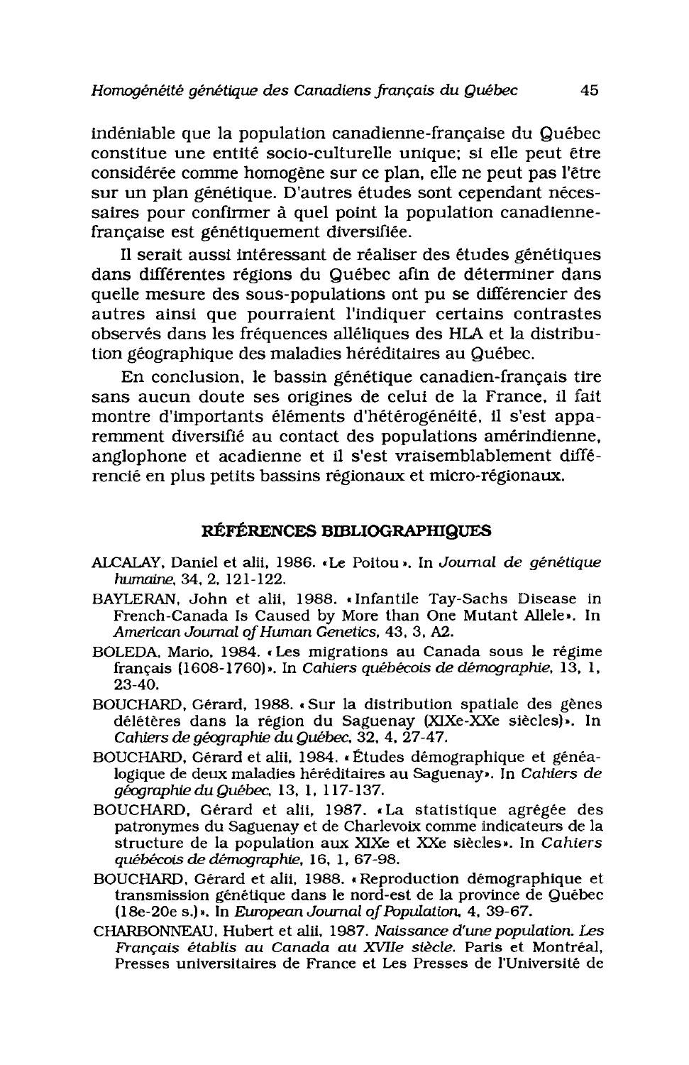indéniable que la population canadienne-française du Québec constitue une entité socio-culturelle unique; si elle peut être considérée comme homogène sur ce plan, elle ne peut pas l'être sur un plan génétique. D'autres études sont cependant nécessaires pour confirmer à quel point la population canadienne-française est génétiquement diversifiée.

Il serait aussi intéressant de réaliser des études génétiques dans différentes régions du Québec afin de déterminer dans quelle mesure des sous-populations ont pu se différencier des autres ainsi que pourraient l'indiquer certains contrastes observés dans les fréquences alléliques des HLA et la distribution géographique des maladies héréditaires au Québec.

En conclusion, le bassin génétique canadien-français tire sans aucun doute ses origines de celui de la France, il fait montre d'importants éléments d'hétérogénéité, il s'est apparemment diversifié au contact des populations amérindienne, anglophone et acadienne et il s'est vraisemblablement différencié en plus petits bassins régionaux et micro-régionaux.

## RÉFÉRENCES BIBLIOGRAPHIQUES

ALCALAY, Daniel et alii, 1986. «Le Poitou». In *Journal de génétique humaine*, 34, 2, 121-122.

BAYLERAN, John et alii, 1988. «Infantile Tay-Sachs Disease in French-Canada Is Caused by More than One Mutant Allele». In *American Journal of Human Genetics*, 43, 3, A2.

BOLEDA, Mario, 1984. «Les migrations au Canada sous le régime français (1608-1760)». In *Cahiers québécois de démographie*, 13, 1, 23-40.

BOUCHARD, Gérard, 1988. «Sur la distribution spatiale des gènes délétères dans la région du Saguenay (XIXe-XXe siècles)». In *Cahiers de géographie du Québec*, 32, 4, 27-47.

BOUCHARD, Gérard et alii, 1984. «Études démographique et généalogique de deux maladies héréditaires au Saguenay». In *Cahiers de géographie du Québec*, 13, 1, 117-137.

BOUCHARD, Gérard et alii, 1987. «La statistique agrégée des patronymes du Saguenay et de Charlevoix comme indicateurs de la structure de la population aux XIXe et XXe siècles». In *Cahiers québécois de démographie*, 16, 1, 67-98.

BOUCHARD, Gérard et alii, 1988. «Reproduction démographique et transmission génétique dans le nord-est de la province de Québec (18e-20e s.)». In *European Journal of Population*, 4, 39-67.

CHARBONNEAU, Hubert et alii, 1987. *Naissance d'une population. Les Français établis au Canada au XVIIe siècle.* Paris et Montréal, Presses universitaires de France et Les Presses de l'Université de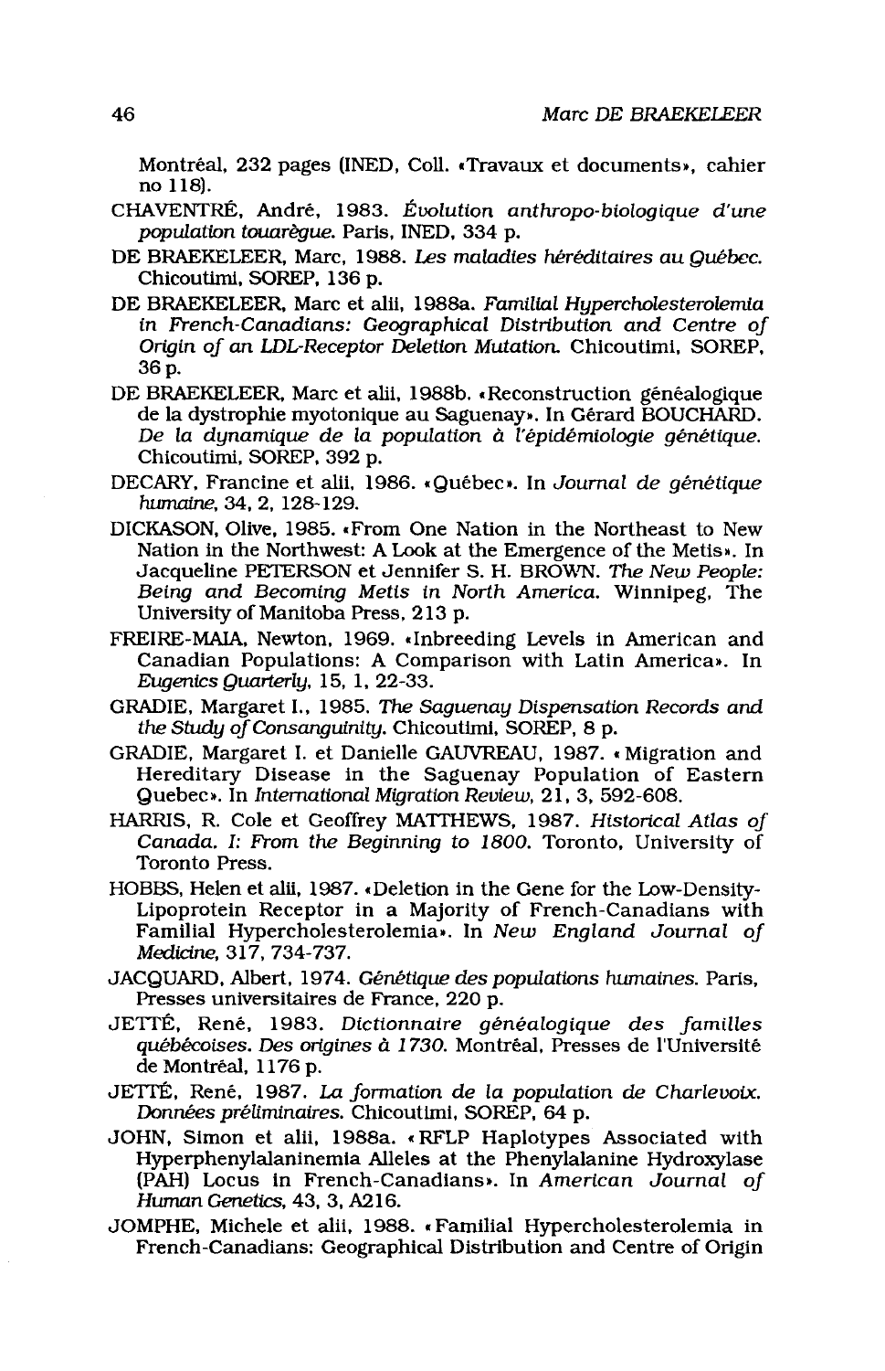Montréal, 232 pages (INED, Coll. «Travaux et documents», cahier no 118).

CHAVENTRÉ, André, 1983. *Évolution anthropo-biologique d'une population touarègue.* Paris, INED, 334 p.

DE BRAEKELEER, Marc, 1988. *Les maladies héréditaires au Québec.* Chicoutimi, SOREP, 136 p.

DE BRAEKELEER, Marc et alii, 1988a. *Familial Hypercholesterolemia in French-Canadians: Geographical Distribution and Centre of Origin of an LDL-Receptor Deletion Mutation.* Chicoutimi, SOREP, 36 p.

DE BRAEKELEER, Marc et alii, 1988b. «Reconstruction généalogique de la dystrophie myotonique au Saguenay». In Gérard BOUCHARD. *De la dynamique de la population à l'épidémiologie génétique.* Chicoutimi, SOREP, 392 p.

DECARY, Francine et alii, 1986. «Québec». In *Journal de génétique humaine,* 34, 2, 128-129.

DICKASON, Olive, 1985. «From One Nation in the Northeast to New Nation in the Northwest: A Look at the Emergence of the Metis». In Jacqueline PETERSON et Jennifer S. H. BROWN. *The New People: Being and Becoming Metis in North America.* Winnipeg, The University of Manitoba Press, 213 p.

FREIRE-MAIA, Newton, 1969. «Inbreeding Levels in American and Canadian Populations: A Comparison with Latin America». In *Eugenics Quarterly,* 15, 1, 22-33.

GRADIE, Margaret I., 1985. *The Saguenay Dispensation Records and the Study of Consanguinity.* Chicoutimi, SOREP, 8 p.

GRADIE, Margaret I. et Danielle GAUVREAU, 1987. « Migration and Hereditary Disease in the Saguenay Population of Eastern Quebec». In *International Migration Review,* 21, 3, 592-608.

HARRIS, R. Cole et Geoffrey MATTHEWS, 1987. *Historical Atlas of Canada. I: From the Beginning to 1800.* Toronto, University of Toronto Press.

HOBBS, Helen et alii, 1987. «Deletion in the Gene for the Low-Density-Lipoprotein Receptor in a Majority of French-Canadians with Familial Hypercholesterolemia». In *New England Journal of Medicine,* 317, 734-737.

JACQUARD, Albert, 1974. *Génétique des populations humaines.* Paris, Presses universitaires de France, 220 p.

JETTÉ, René, 1983. *Dictionnaire généalogique des familles québécoises. Des origines à 1730.* Montréal, Presses de l'Université de Montréal, 1176 p.

JETTÉ, René, 1987. *La formation de la population de Charlevoix. Données préliminaires.* Chicoutimi, SOREP, 64 p.

JOHN, Simon et alii, 1988a. « RFLP Haplotypes Associated with Hyperphenylalaninemia Alleles at the Phenylalanine Hydroxylase (PAH) Locus in French-Canadians». In *American Journal of Human Genetics,* 43, 3, A216.

JOMPHE, Michele et alii, 1988. « Familial Hypercholesterolemia in French-Canadians: Geographical Distribution and Centre of Origin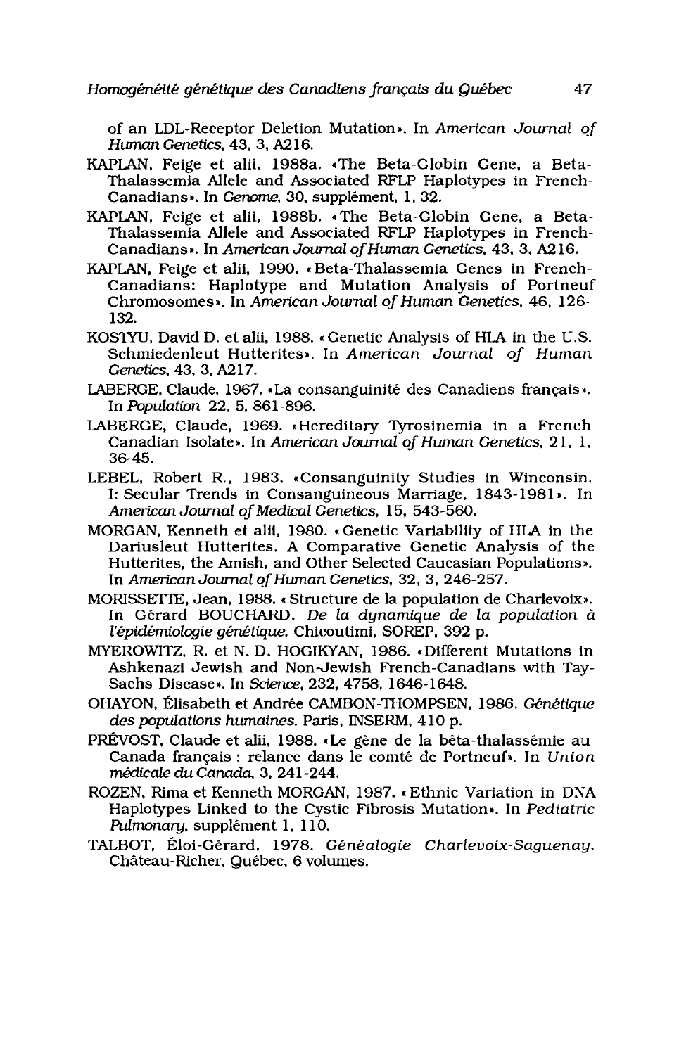of an LDL-Receptor Deletion Mutation». In *American Journal of Human Genetics*, 43, 3, A216.

KAPLAN, Feige et alii, 1988a. «The Beta-Globin Gene, a Beta-Thalassemia Allele and Associated RFLP Haplotypes in French-Canadians». In *Genome*, 30, supplément, 1, 32.

KAPLAN, Feige et alii, 1988b. «The Beta-Globin Gene, a Beta-Thalassemia Allele and Associated RFLP Haplotypes in French-Canadians». In *American Journal of Human Genetics*, 43, 3, A216.

KAPLAN, Feige et alii, 1990. «Beta-Thalassemia Genes in French-Canadians: Haplotype and Mutation Analysis of Portneuf Chromosomes». In *American Journal of Human Genetics*, 46, 126-132.

KOSTYU, David D. et alii, 1988. «Genetic Analysis of HLA in the U.S. Schmiedenleut Hutterites». In *American Journal of Human Genetics*, 43, 3, A217.

LABERGE, Claude, 1967. «La consanguinité des Canadiens français». In *Population* 22, 5, 861-896.

LABERGE, Claude, 1969. «Hereditary Tyrosinemia in a French Canadian Isolate». In *American Journal of Human Genetics*, 21, 1, 36-45.

LEBEL, Robert R., 1983. «Consanguinity Studies in Winconsin. I: Secular Trends in Consanguineous Marriage, 1843-1981». In *American Journal of Medical Genetics*, 15, 543-560.

MORGAN, Kenneth et alii, 1980. «Genetic Variability of HLA in the Dariusleut Hutterites. A Comparative Genetic Analysis of the Hutterites, the Amish, and Other Selected Caucasian Populations». In *American Journal of Human Genetics*, 32, 3, 246-257.

MORISSETTE, Jean, 1988. «Structure de la population de Charlevoix». In Gérard BOUCHARD. *De la dynamique de la population à l'épidémiologie génétique*. Chicoutimi, SOREP, 392 p.

MYEROWITZ, R. et N. D. HOGIKYAN, 1986. «Different Mutations in Ashkenazi Jewish and Non-Jewish French-Canadians with Tay-Sachs Disease». In *Science*, 232, 4758, 1646-1648.

OHAYON, Élisabeth et Andrée CAMBON-THOMPSEN, 1986. *Génétique des populations humaines*. Paris, INSERM, 410 p.

PRÉVOST, Claude et alii, 1988. «Le gène de la bêta-thalassémie au Canada français : relance dans le comté de Portneuf». In *Union médicale du Canada*, 3, 241-244.

ROZEN, Rima et Kenneth MORGAN, 1987. «Ethnic Variation in DNA Haplotypes Linked to the Cystic Fibrosis Mutation». In *Pediatric Pulmonary*, supplément 1, 110.

TALBOT, Éloi-Gérard, 1978. *Généalogie Charlevoix-Saguenay*. Château-Richer, Québec, 6 volumes.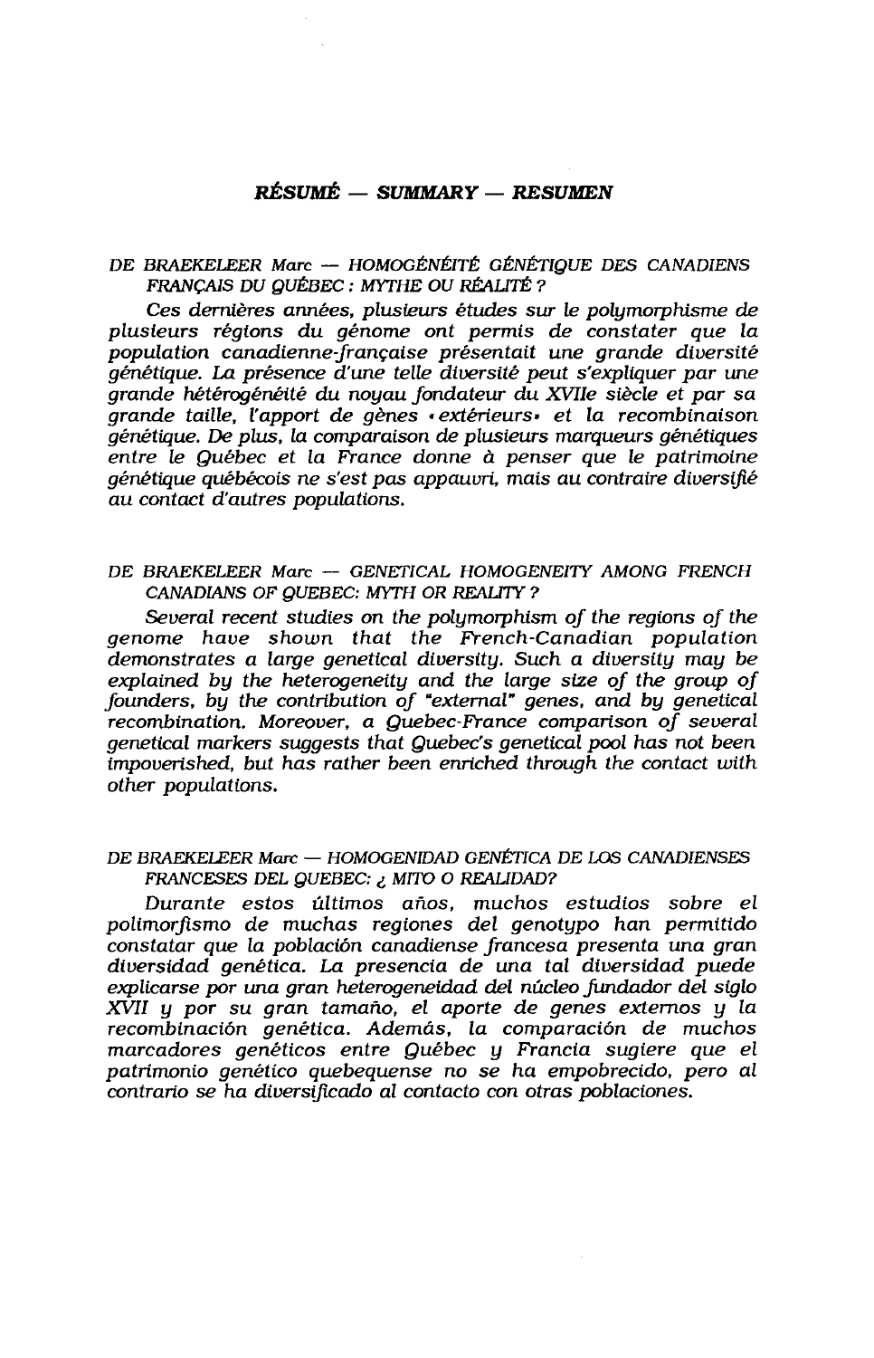## *RÉSUMÉ — SUMMARY — RESUMEN*

*DE BRAEKELEER Marc — HOMOGÉNÉITÉ GÉNÉTIQUE DES CANADIENS FRANÇAIS DU QUÉBEC : MYTHE OU RÉALITÉ ?*

*Ces dernières années, plusieurs études sur le polymorphisme de plusieurs régions du génome ont permis de constater que la population canadienne-française présentait une grande diversité génétique. La présence d'une telle diversité peut s'expliquer par une grande hétérogénéité du noyau fondateur du XVIIe siècle et par sa grande taille, l'apport de gènes «extérieurs» et la recombinaison génétique. De plus, la comparaison de plusieurs marqueurs génétiques entre le Québec et la France donne à penser que le patrimoine génétique québécois ne s'est pas appauvri, mais au contraire diversifié au contact d'autres populations.*

*DE BRAEKELEER Marc — GENETICAL HOMOGENEITY AMONG FRENCH CANADIANS OF QUEBEC: MYTH OR REALITY ?*

*Several recent studies on the polymorphism of the regions of the genome have shown that the French-Canadian population demonstrates a large genetical diversity. Such a diversity may be explained by the heterogeneity and the large size of the group of founders, by the contribution of "external" genes, and by genetical recombination. Moreover, a Quebec-France comparison of several genetical markers suggests that Quebec's genetical pool has not been impoverished, but has rather been enriched through the contact with other populations.*

*DE BRAEKELEER Marc — HOMOGENIDAD GENÉTICA DE LOS CANADIENSES FRANCESES DEL QUEBEC: ¿ MITO O REALIDAD?*

*Durante estos últimos años, muchos estudios sobre el polimorfismo de muchas regiones del genotypo han permitido constatar que la población canadiense francesa presenta una gran diversidad genética. La presencia de una tal diversidad puede explicarse por una gran heterogeneidad del núcleo fundador del siglo XVII y por su gran tamaño, el aporte de genes externos y la recombinación genética. Además, la comparación de muchos marcadores genéticos entre Québec y Francia sugiere que el patrimonio genético quebequense no se ha empobrecido, pero al contrario se ha diversificado al contacto con otras poblaciones.*